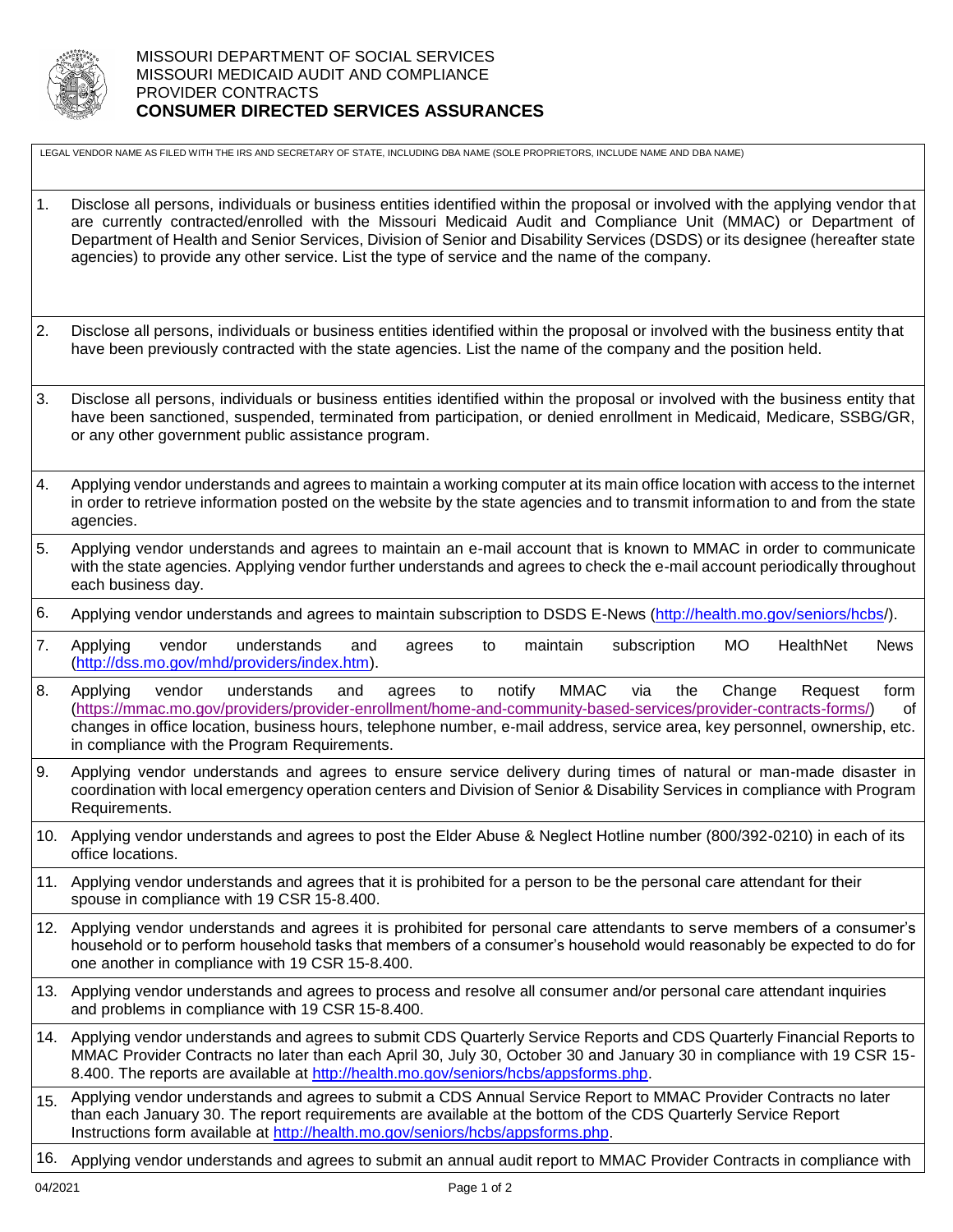MISSOURI DEPARTMENT OF SOCIAL SERVICES
MISSOURI MEDICAID AUDIT AND COMPLIANCE
PROVIDER CONTRACTS

# CONSUMER DIRECTED SERVICES ASSURANCES

LEGAL VENDOR NAME AS FILED WITH THE IRS AND SECRETARY OF STATE, INCLUDING DBA NAME (SOLE PROPRIETORS, INCLUDE NAME AND DBA NAME)

1. Disclose all persons, individuals or business entities identified within the proposal or involved with the applying vendor that are currently contracted/enrolled with the Missouri Medicaid Audit and Compliance Unit (MMAC) or Department of Department of Health and Senior Services, Division of Senior and Disability Services (DSDS) or its designee (hereafter state agencies) to provide any other service. List the type of service and the name of the company.

2. Disclose all persons, individuals or business entities identified within the proposal or involved with the business entity that have been previously contracted with the state agencies. List the name of the company and the position held.

3. Disclose all persons, individuals or business entities identified within the proposal or involved with the business entity that have been sanctioned, suspended, terminated from participation, or denied enrollment in Medicaid, Medicare, SSBG/GR, or any other government public assistance program.

4. Applying vendor understands and agrees to maintain a working computer at its main office location with access to the internet in order to retrieve information posted on the website by the state agencies and to transmit information to and from the state agencies.

5. Applying vendor understands and agrees to maintain an e-mail account that is known to MMAC in order to communicate with the state agencies. Applying vendor further understands and agrees to check the e-mail account periodically throughout each business day.

6. Applying vendor understands and agrees to maintain subscription to DSDS E-News (http://health.mo.gov/seniors/hcbs/).

7. Applying vendor understands and agrees to maintain subscription MO HealthNet News (http://dss.mo.gov/mhd/providers/index.htm).

8. Applying vendor understands and agrees to notify MMAC via the Change Request form (https://mmac.mo.gov/providers/provider-enrollment/home-and-community-based-services/provider-contracts-forms/) of changes in office location, business hours, telephone number, e-mail address, service area, key personnel, ownership, etc. in compliance with the Program Requirements.

9. Applying vendor understands and agrees to ensure service delivery during times of natural or man-made disaster in coordination with local emergency operation centers and Division of Senior & Disability Services in compliance with Program Requirements.

10. Applying vendor understands and agrees to post the Elder Abuse & Neglect Hotline number (800/392-0210) in each of its office locations.

11. Applying vendor understands and agrees that it is prohibited for a person to be the personal care attendant for their spouse in compliance with 19 CSR 15-8.400.

12. Applying vendor understands and agrees it is prohibited for personal care attendants to serve members of a consumer's household or to perform household tasks that members of a consumer's household would reasonably be expected to do for one another in compliance with 19 CSR 15-8.400.

13. Applying vendor understands and agrees to process and resolve all consumer and/or personal care attendant inquiries and problems in compliance with 19 CSR 15-8.400.

14. Applying vendor understands and agrees to submit CDS Quarterly Service Reports and CDS Quarterly Financial Reports to MMAC Provider Contracts no later than each April 30, July 30, October 30 and January 30 in compliance with 19 CSR 15-8.400. The reports are available at http://health.mo.gov/seniors/hcbs/appsforms.php.

15. Applying vendor understands and agrees to submit a CDS Annual Service Report to MMAC Provider Contracts no later than each January 30. The report requirements are available at the bottom of the CDS Quarterly Service Report Instructions form available at http://health.mo.gov/seniors/hcbs/appsforms.php.

16. Applying vendor understands and agrees to submit an annual audit report to MMAC Provider Contracts in compliance with

04/2021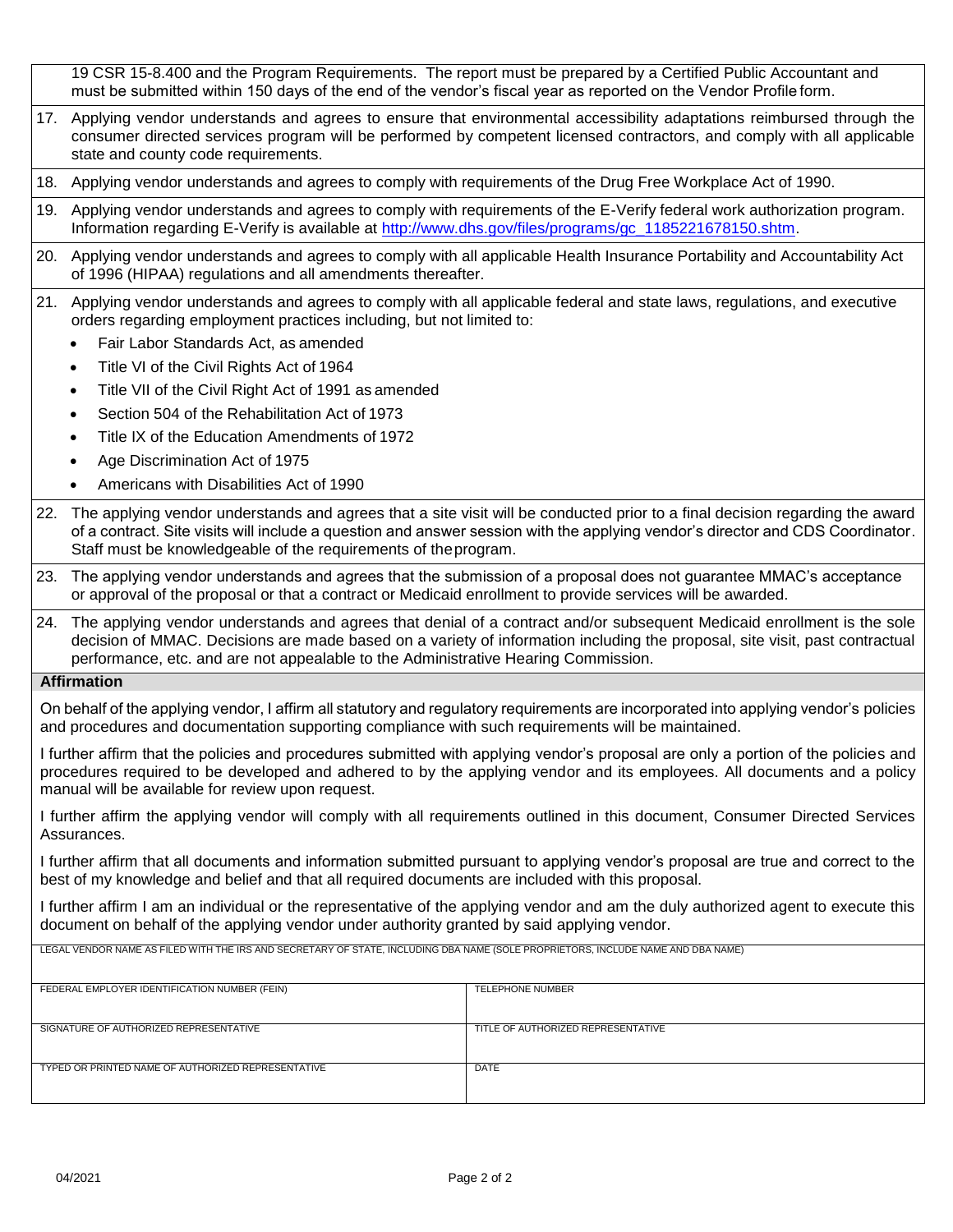19 CSR 15-8.400 and the Program Requirements. The report must be prepared by a Certified Public Accountant and must be submitted within 150 days of the end of the vendor's fiscal year as reported on the Vendor Profile form.

17. Applying vendor understands and agrees to ensure that environmental accessibility adaptations reimbursed through the consumer directed services program will be performed by competent licensed contractors, and comply with all applicable state and county code requirements.
18. Applying vendor understands and agrees to comply with requirements of the Drug Free Workplace Act of 1990.
19. Applying vendor understands and agrees to comply with requirements of the E-Verify federal work authorization program. Information regarding E-Verify is available at http://www.dhs.gov/files/programs/gc_1185221678150.shtm.
20. Applying vendor understands and agrees to comply with all applicable Health Insurance Portability and Accountability Act of 1996 (HIPAA) regulations and all amendments thereafter.
21. Applying vendor understands and agrees to comply with all applicable federal and state laws, regulations, and executive orders regarding employment practices including, but not limited to:
    - Fair Labor Standards Act, as amended
    - Title VI of the Civil Rights Act of 1964
    - Title VII of the Civil Right Act of 1991 as amended
    - Section 504 of the Rehabilitation Act of 1973
    - Title IX of the Education Amendments of 1972
    - Age Discrimination Act of 1975
    - Americans with Disabilities Act of 1990
22. The applying vendor understands and agrees that a site visit will be conducted prior to a final decision regarding the award of a contract. Site visits will include a question and answer session with the applying vendor's director and CDS Coordinator. Staff must be knowledgeable of the requirements of the program.
23. The applying vendor understands and agrees that the submission of a proposal does not guarantee MMAC's acceptance or approval of the proposal or that a contract or Medicaid enrollment to provide services will be awarded.
24. The applying vendor understands and agrees that denial of a contract and/or subsequent Medicaid enrollment is the sole decision of MMAC. Decisions are made based on a variety of information including the proposal, site visit, past contractual performance, etc. and are not appealable to the Administrative Hearing Commission.

## Affirmation

On behalf of the applying vendor, I affirm all statutory and regulatory requirements are incorporated into applying vendor's policies and procedures and documentation supporting compliance with such requirements will be maintained.

I further affirm that the policies and procedures submitted with applying vendor's proposal are only a portion of the policies and procedures required to be developed and adhered to by the applying vendor and its employees. All documents and a policy manual will be available for review upon request.

I further affirm the applying vendor will comply with all requirements outlined in this document, Consumer Directed Services Assurances.

I further affirm that all documents and information submitted pursuant to applying vendor's proposal are true and correct to the best of my knowledge and belief and that all required documents are included with this proposal.

I further affirm I am an individual or the representative of the applying vendor and am the duly authorized agent to execute this document on behalf of the applying vendor under authority granted by said applying vendor.

| | |
|---|---|
| LEGAL VENDOR NAME AS FILED WITH THE IRS AND SECRETARY OF STATE, INCLUDING DBA NAME (SOLE PROPRIETORS, INCLUDE NAME AND DBA NAME) | |
| FEDERAL EMPLOYER IDENTIFICATION NUMBER (FEIN) | TELEPHONE NUMBER |
| SIGNATURE OF AUTHORIZED REPRESENTATIVE | TITLE OF AUTHORIZED REPRESENTATIVE |
| TYPED OR PRINTED NAME OF AUTHORIZED REPRESENTATIVE | DATE |

04/2021